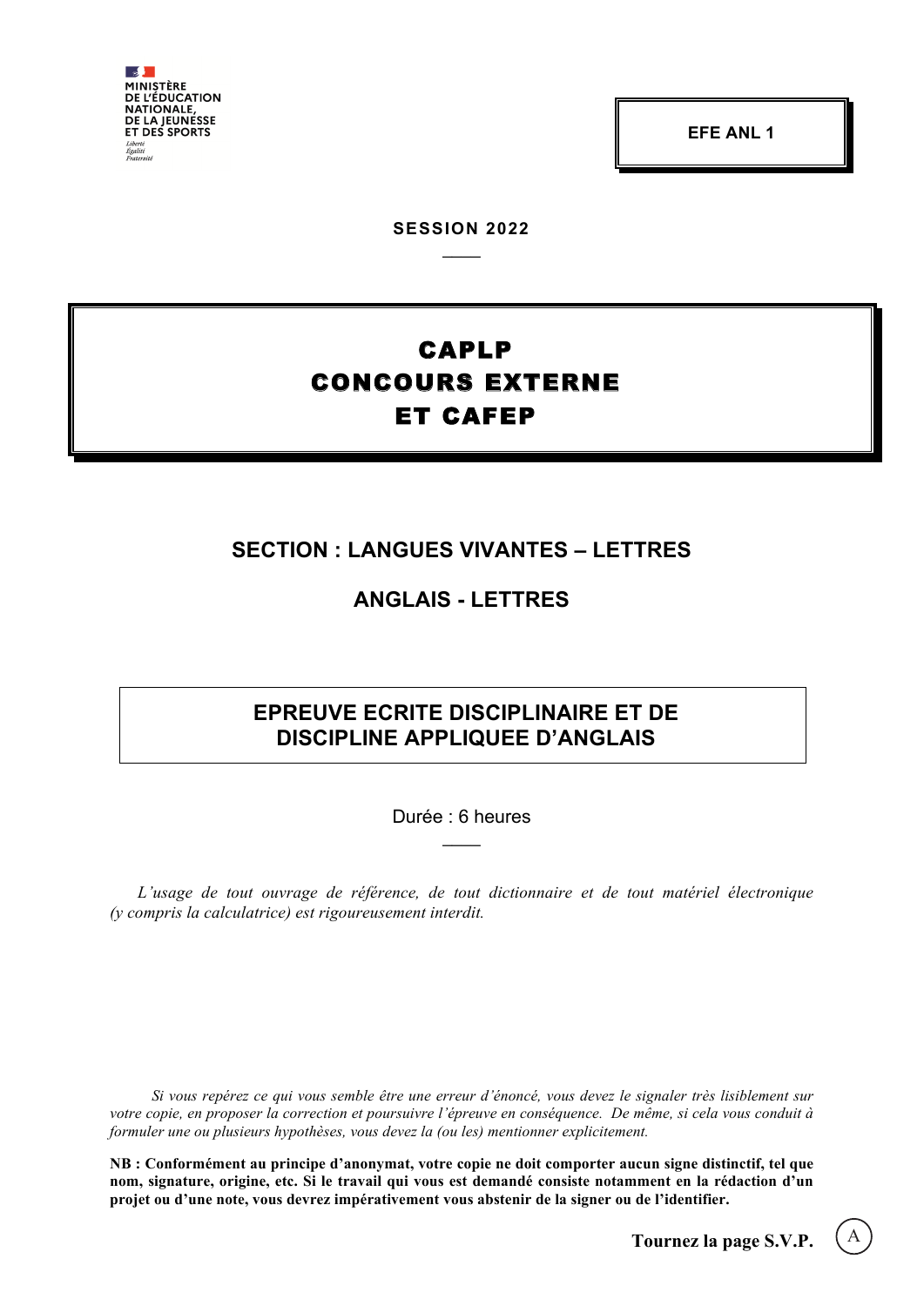MINISTÈRE
DE L'ÉDUCATION
NATIONALE,
DE LA JEUNESSE
ET DES SPORTS

*Liberté*
*Égalité*
*Fraternité*

**EFE ANL 1**

**SESSION 2022**

# CAPLP
# CONCOURS EXTERNE
# ET CAFEP

## SECTION : LANGUES VIVANTES – LETTRES

## ANGLAIS - LETTRES

## EPREUVE ECRITE DISCIPLINAIRE ET DE DISCIPLINE APPLIQUEE D'ANGLAIS

Durée : 6 heures

*L'usage de tout ouvrage de référence, de tout dictionnaire et de tout matériel électronique (y compris la calculatrice) est rigoureusement interdit.*

*Si vous repérez ce qui vous semble être une erreur d'énoncé, vous devez le signaler très lisiblement sur votre copie, en proposer la correction et poursuivre l'épreuve en conséquence. De même, si cela vous conduit à formuler une ou plusieurs hypothèses, vous devez la (ou les) mentionner explicitement.*

**NB : Conformément au principe d'anonymat, votre copie ne doit comporter aucun signe distinctif, tel que nom, signature, origine, etc. Si le travail qui vous est demandé consiste notamment en la rédaction d'un projet ou d'une note, vous devrez impérativement vous abstenir de la signer ou de l'identifier.**

**Tournez la page S.V.P.**

A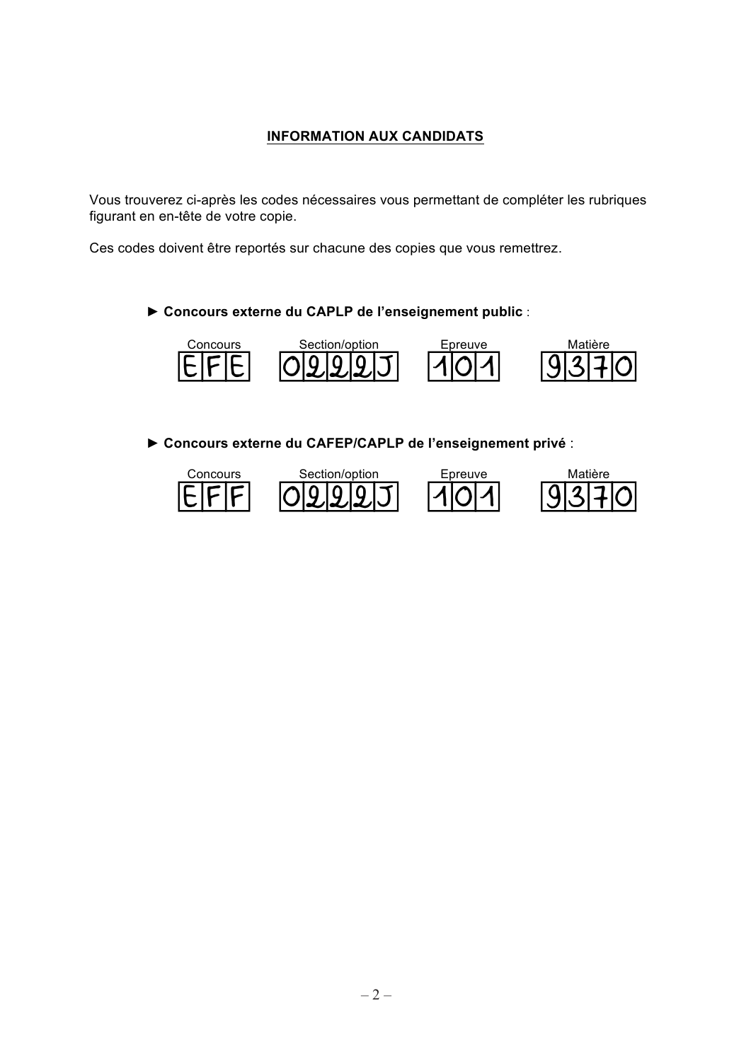## INFORMATION AUX CANDIDATS

Vous trouverez ci-après les codes nécessaires vous permettant de compléter les rubriques figurant en en-tête de votre copie.

Ces codes doivent être reportés sur chacune des copies que vous remettrez.

► **Concours externe du CAPLP de l'enseignement public** :

| Concours | Section/option | Epreuve | Matière |
|---|---|---|---|
| EFE | 0222J | 101 | 9370 |

► **Concours externe du CAFEP/CAPLP de l'enseignement privé** :

| Concours | Section/option | Epreuve | Matière |
|---|---|---|---|
| EFF | 0222J | 101 | 9370 |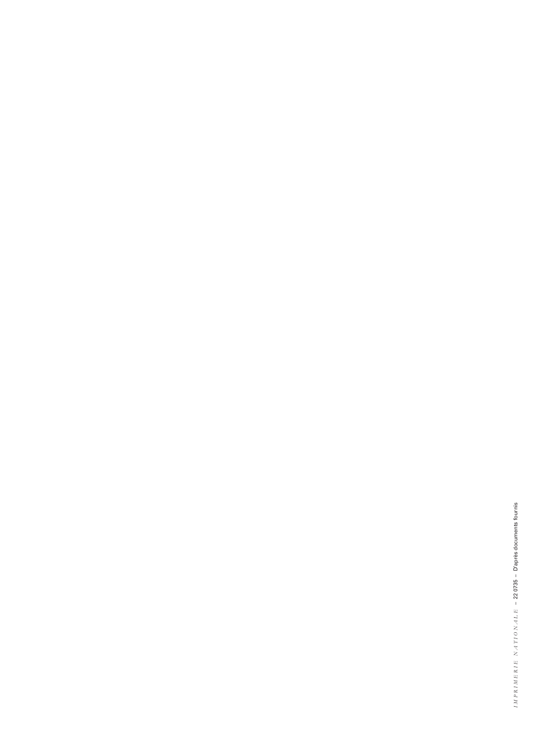IMPRIMERIE NATIONALE – 22 0735 – D'après documents fournis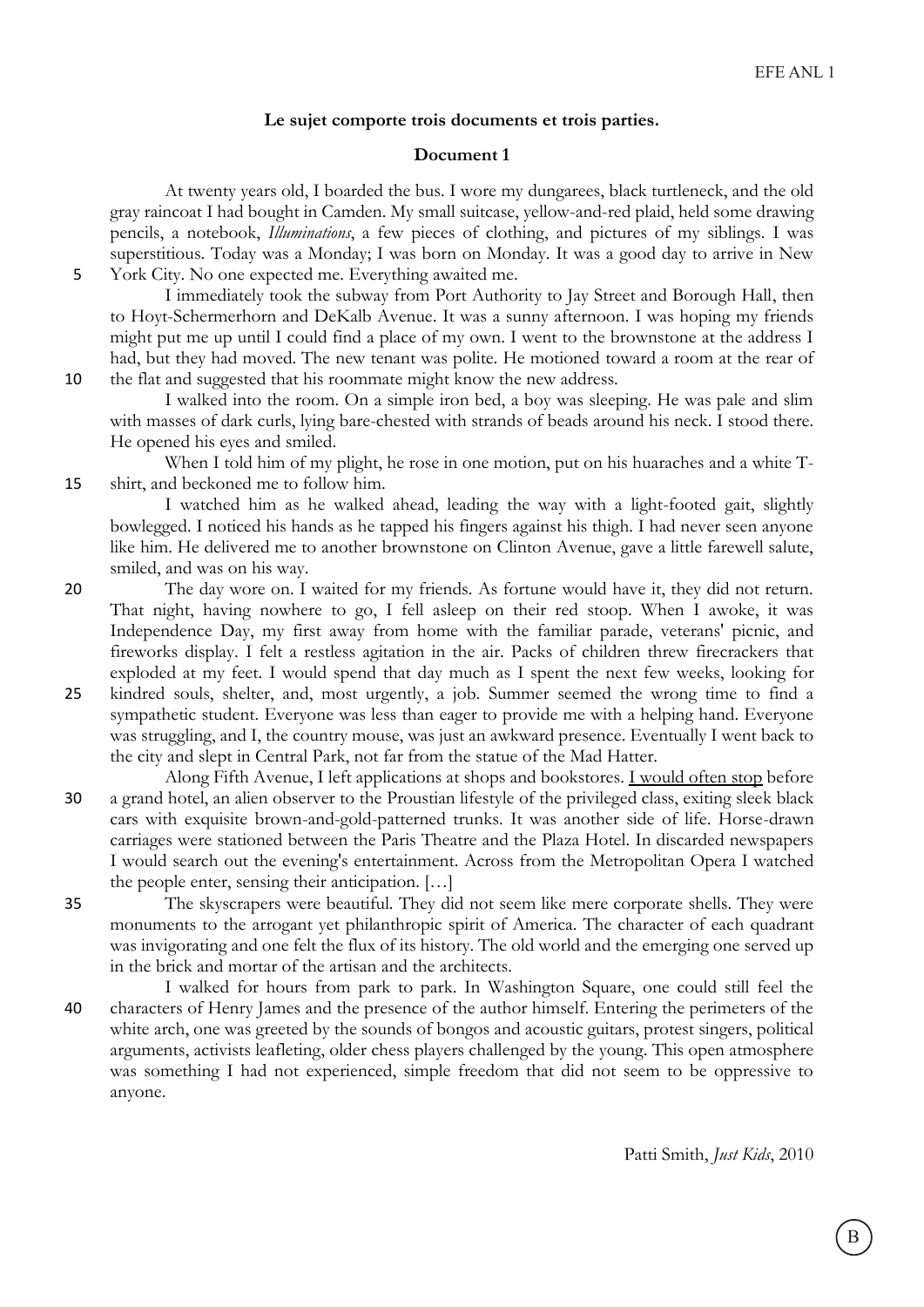**Le sujet comporte trois documents et trois parties.**

**Document 1**

At twenty years old, I boarded the bus. I wore my dungarees, black turtleneck, and the old gray raincoat I had bought in Camden. My small suitcase, yellow-and-red plaid, held some drawing pencils, a notebook, *Illuminations*, a few pieces of clothing, and pictures of my siblings. I was superstitious. Today was a Monday; I was born on Monday. It was a good day to arrive in New York City. No one expected me. Everything awaited me.

I immediately took the subway from Port Authority to Jay Street and Borough Hall, then to Hoyt-Schermerhorn and DeKalb Avenue. It was a sunny afternoon. I was hoping my friends might put me up until I could find a place of my own. I went to the brownstone at the address I had, but they had moved. The new tenant was polite. He motioned toward a room at the rear of the flat and suggested that his roommate might know the new address.

I walked into the room. On a simple iron bed, a boy was sleeping. He was pale and slim with masses of dark curls, lying bare-chested with strands of beads around his neck. I stood there. He opened his eyes and smiled.

When I told him of my plight, he rose in one motion, put on his huaraches and a white T-shirt, and beckoned me to follow him.

I watched him as he walked ahead, leading the way with a light-footed gait, slightly bowlegged. I noticed his hands as he tapped his fingers against his thigh. I had never seen anyone like him. He delivered me to another brownstone on Clinton Avenue, gave a little farewell salute, smiled, and was on his way.

The day wore on. I waited for my friends. As fortune would have it, they did not return. That night, having nowhere to go, I fell asleep on their red stoop. When I awoke, it was Independence Day, my first away from home with the familiar parade, veterans' picnic, and fireworks display. I felt a restless agitation in the air. Packs of children threw firecrackers that exploded at my feet. I would spend that day much as I spent the next few weeks, looking for kindred souls, shelter, and, most urgently, a job. Summer seemed the wrong time to find a sympathetic student. Everyone was less than eager to provide me with a helping hand. Everyone was struggling, and I, the country mouse, was just an awkward presence. Eventually I went back to the city and slept in Central Park, not far from the statue of the Mad Hatter.

Along Fifth Avenue, I left applications at shops and bookstores. <u>I would often stop</u> before a grand hotel, an alien observer to the Proustian lifestyle of the privileged class, exiting sleek black cars with exquisite brown-and-gold-patterned trunks. It was another side of life. Horse-drawn carriages were stationed between the Paris Theatre and the Plaza Hotel. In discarded newspapers I would search out the evening's entertainment. Across from the Metropolitan Opera I watched the people enter, sensing their anticipation. […]

The skyscrapers were beautiful. They did not seem like mere corporate shells. They were monuments to the arrogant yet philanthropic spirit of America. The character of each quadrant was invigorating and one felt the flux of its history. The old world and the emerging one served up in the brick and mortar of the artisan and the architects.

I walked for hours from park to park. In Washington Square, one could still feel the characters of Henry James and the presence of the author himself. Entering the perimeters of the white arch, one was greeted by the sounds of bongos and acoustic guitars, protest singers, political arguments, activists leafleting, older chess players challenged by the young. This open atmosphere was something I had not experienced, simple freedom that did not seem to be oppressive to anyone.

Patti Smith, *Just Kids*, 2010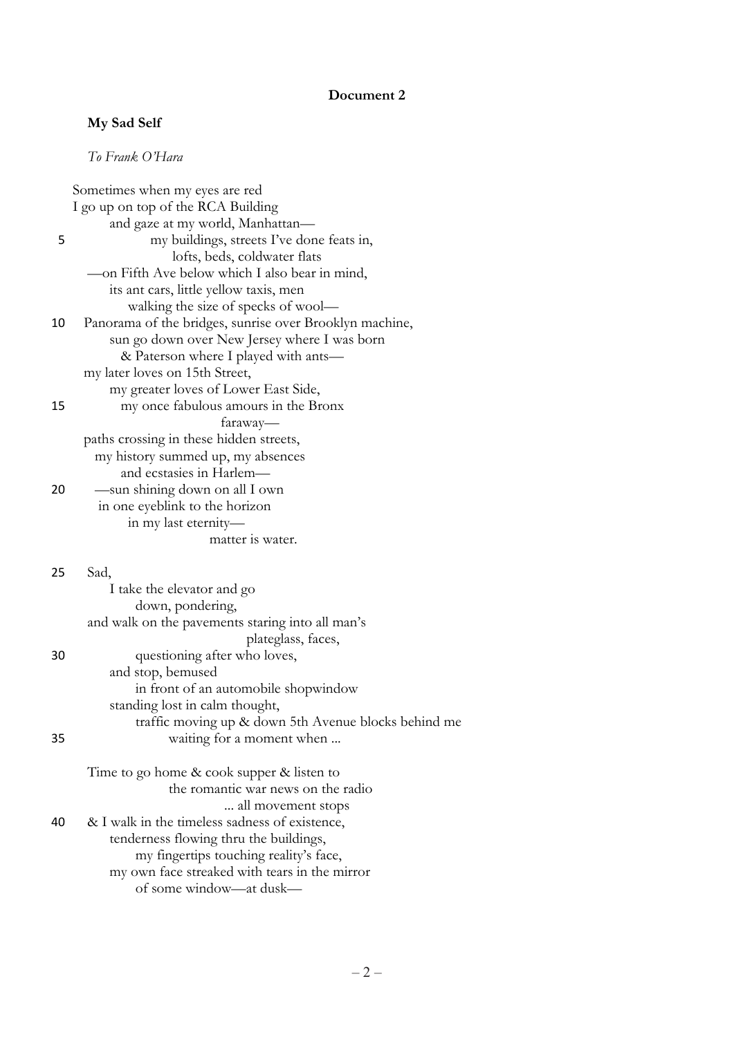**Document 2**

**My Sad Self**

*To Frank O'Hara*

Sometimes when my eyes are red  
I go up on top of the RCA Building  
and gaze at my world, Manhattan—  
5 my buildings, streets I've done feats in,  
lofts, beds, coldwater flats  
—on Fifth Ave below which I also bear in mind,  
its ant cars, little yellow taxis, men  
walking the size of specks of wool—  
10 Panorama of the bridges, sunrise over Brooklyn machine,  
sun go down over New Jersey where I was born  
& Paterson where I played with ants—  
my later loves on 15th Street,  
my greater loves of Lower East Side,  
15 my once fabulous amours in the Bronx  
faraway—  
paths crossing in these hidden streets,  
my history summed up, my absences  
and ecstasies in Harlem—  
20 —sun shining down on all I own  
in one eyeblink to the horizon  
in my last eternity—  
matter is water.

25 Sad,  
I take the elevator and go  
down, pondering,  
and walk on the pavements staring into all man's  
plateglass, faces,  
30 questioning after who loves,  
and stop, bemused  
in front of an automobile shopwindow  
standing lost in calm thought,  
traffic moving up & down 5th Avenue blocks behind me  
35 waiting for a moment when ...

Time to go home & cook supper & listen to  
the romantic war news on the radio  
... all movement stops  
40 & I walk in the timeless sadness of existence,  
tenderness flowing thru the buildings,  
my fingertips touching reality's face,  
my own face streaked with tears in the mirror  
of some window—at dusk—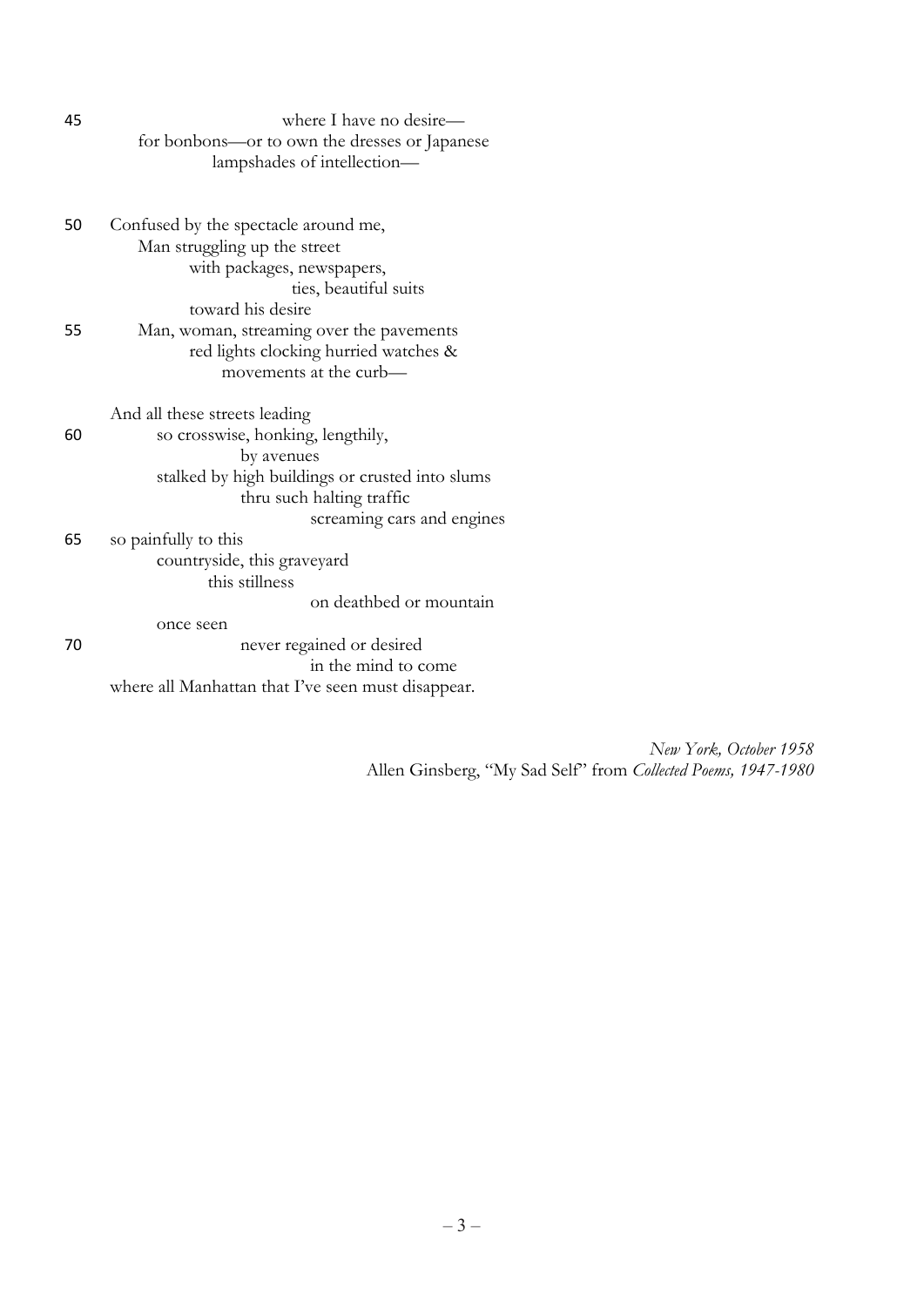45 where I have no desire—
for bonbons—or to own the dresses or Japanese
lampshades of intellection—

50 Confused by the spectacle around me,
Man struggling up the street
with packages, newspapers,
ties, beautiful suits
toward his desire
55 Man, woman, streaming over the pavements
red lights clocking hurried watches &
movements at the curb—

And all these streets leading
60 so crosswise, honking, lengthily,
by avenues
stalked by high buildings or crusted into slums
thru such halting traffic
screaming cars and engines
65 so painfully to this
countryside, this graveyard
this stillness
on deathbed or mountain
once seen
70 never regained or desired
in the mind to come
where all Manhattan that I've seen must disappear.

*New York, October 1958*
Allen Ginsberg, "My Sad Self" from *Collected Poems, 1947-1980*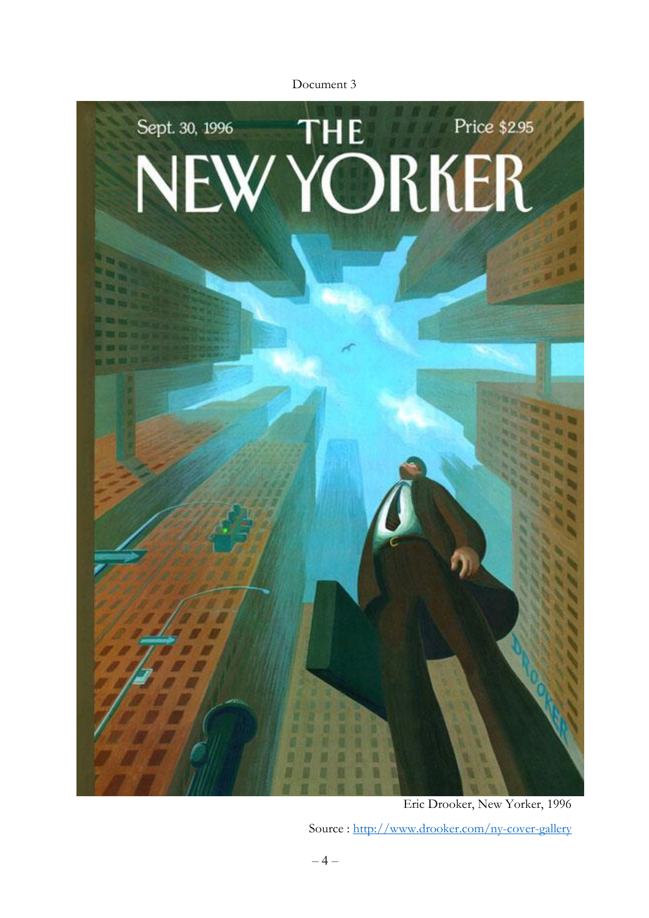Document 3

Eric Drooker, New Yorker, 1996

Source : [http://www.drooker.com/ny-cover-gallery](http://www.drooker.com/ny-cover-gallery)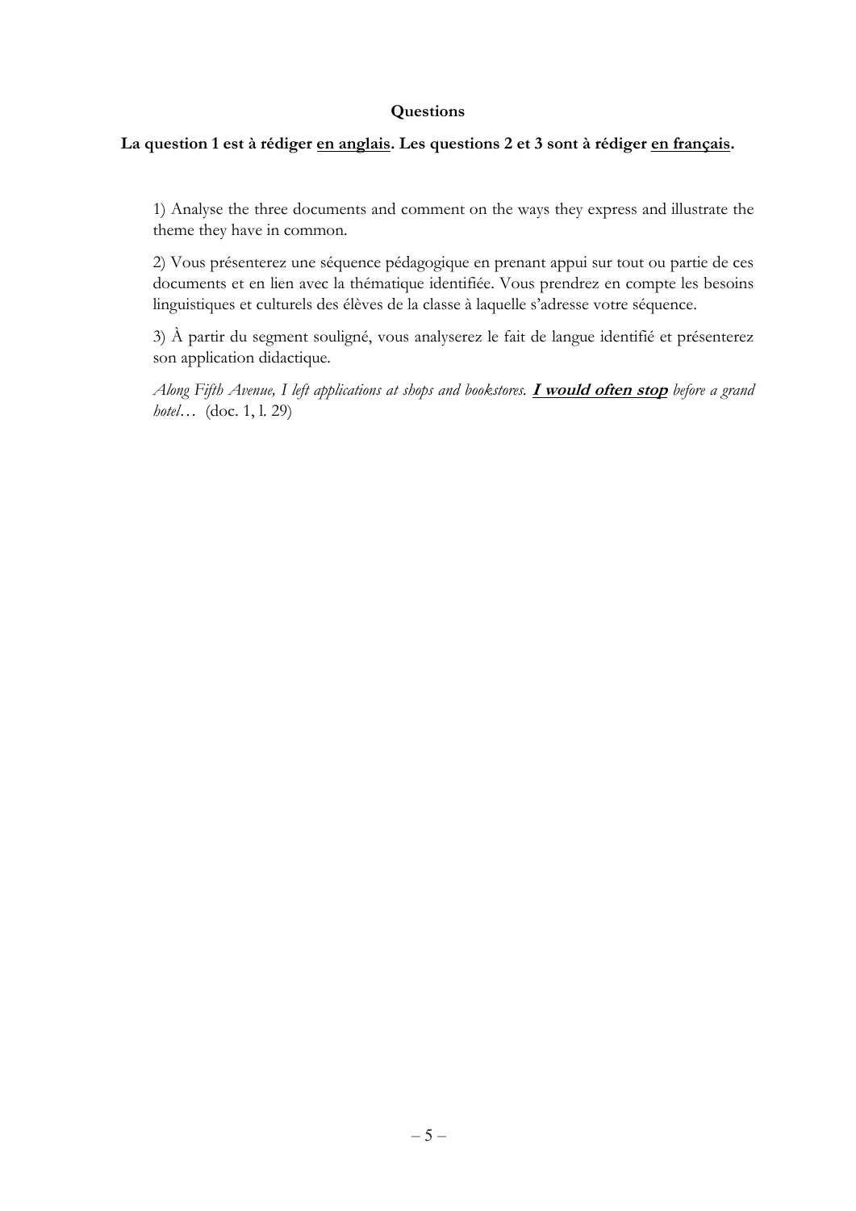**Questions**

**La question 1 est à rédiger en anglais. Les questions 2 et 3 sont à rédiger en français.**

1) Analyse the three documents and comment on the ways they express and illustrate the theme they have in common.

2) Vous présenterez une séquence pédagogique en prenant appui sur tout ou partie de ces documents et en lien avec la thématique identifiée. Vous prendrez en compte les besoins linguistiques et culturels des élèves de la classe à laquelle s'adresse votre séquence.

3) À partir du segment souligné, vous analyserez le fait de langue identifié et présenterez son application didactique.

*Along Fifth Avenue, I left applications at shops and bookstores.* ***I would often stop*** *before a grand hotel…* (doc. 1, l. 29)